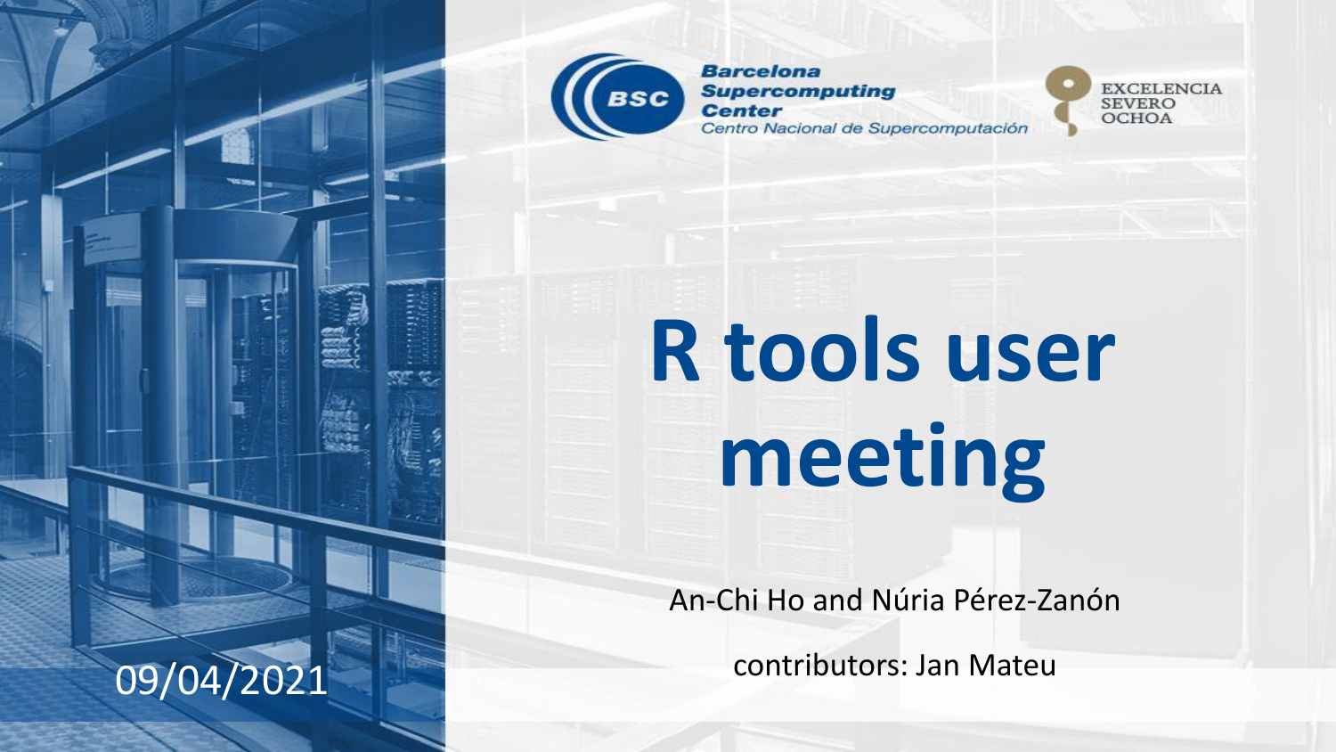Barcelona Supercomputing Center
Centro Nacional de Supercomputación

EXCELENCIA SEVERO OCHOA

# R tools user meeting

An-Chi Ho and Núria Pérez-Zanón

contributors: Jan Mateu

09/04/2021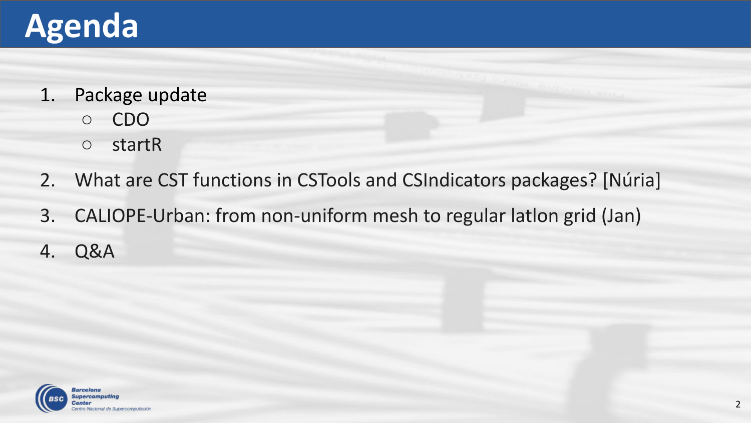# Agenda

1. Package update
   - CDO
   - startR
2. What are CST functions in CSTools and CSIndicators packages? [Núria]
3. CALIOPE-Urban: from non-uniform mesh to regular latlon grid (Jan)
4. Q&A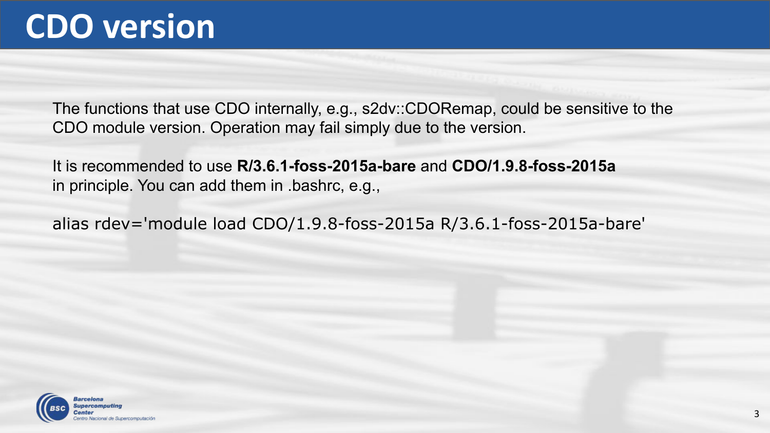# CDO version

The functions that use CDO internally, e.g., s2dv::CDORemap, could be sensitive to the CDO module version. Operation may fail simply due to the version.

It is recommended to use **R/3.6.1-foss-2015a-bare** and **CDO/1.9.8-foss-2015a** in principle. You can add them in .bashrc, e.g.,

```
alias rdev='module load CDO/1.9.8-foss-2015a R/3.6.1-foss-2015a-bare'
```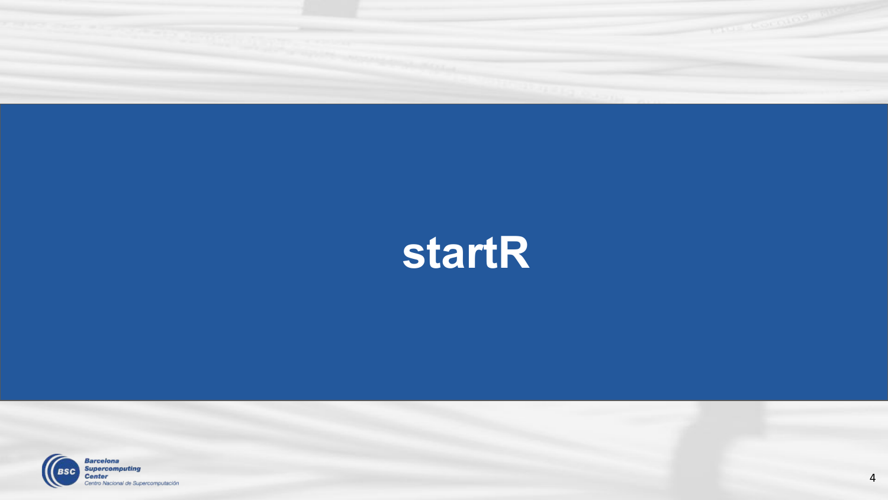# startR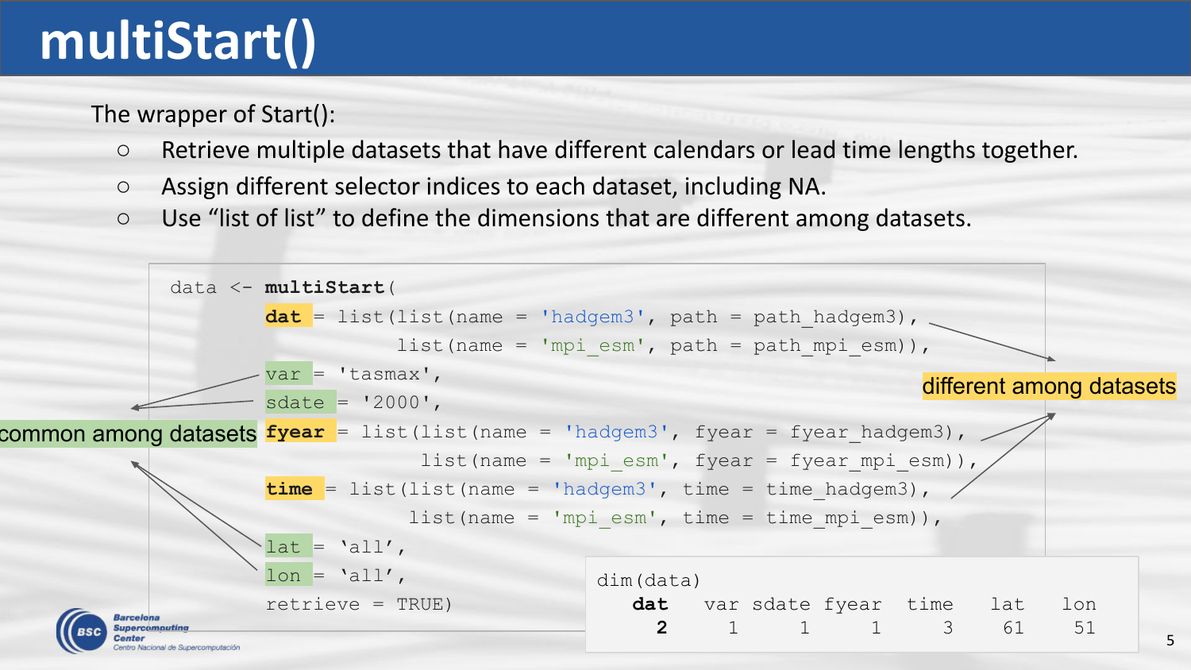# multiStart()

The wrapper of Start():

- Retrieve multiple datasets that have different calendars or lead time lengths together.
- Assign different selector indices to each dataset, including NA.
- Use “list of list” to define the dimensions that are different among datasets.

```
data <- multiStart(
        dat = list(list(name = 'hadgem3', path = path_hadgem3),
                   list(name = 'mpi_esm', path = path_mpi_esm)),
        var = 'tasmax',
        sdate = '2000',
        fyear = list(list(name = 'hadgem3', fyear = fyear_hadgem3),
                     list(name = 'mpi_esm', fyear = fyear_mpi_esm)),
        time = list(list(name = 'hadgem3', time = time_hadgem3),
                    list(name = 'mpi_esm', time = time_mpi_esm)),
        lat = 'all',
        lon = 'all',
        retrieve = TRUE)
```

common among datasets: var, sdate, lat, lon

different among datasets: dat, fyear, time

```
dim(data)
  dat   var sdate fyear  time   lat   lon
    2     1     1     1     3    61    51
```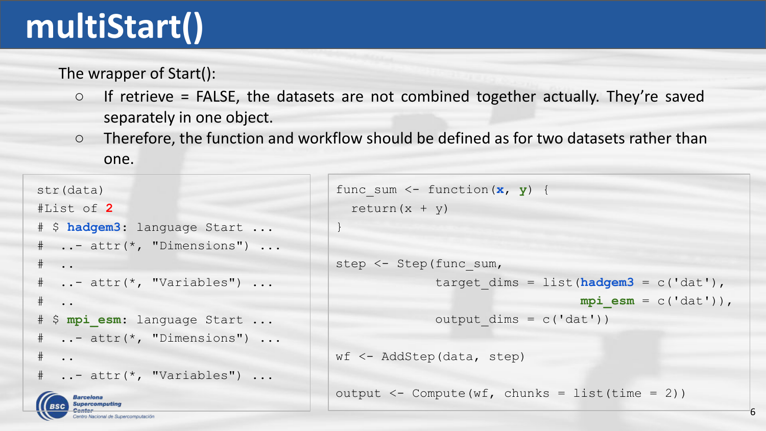# multiStart()

The wrapper of Start():

- If retrieve = FALSE, the datasets are not combined together actually. They're saved separately in one object.
- Therefore, the function and workflow should be defined as for two datasets rather than one.

```
str(data)
#List of 2
# $ hadgem3: language Start ...
#   ..- attr(*, "Dimensions") ...
#   ..
#   ..- attr(*, "Variables") ...
#   ..
# $ mpi_esm: language Start ...
#   ..- attr(*, "Dimensions") ...
#   ..
#   ..- attr(*, "Variables") ...
```

```
func_sum <- function(x, y) {
  return(x + y)
}

step <- Step(func_sum,
             target_dims = list(hadgem3 = c('dat'),
                                mpi_esm = c('dat')),
             output_dims = c('dat'))

wf <- AddStep(data, step)

output <- Compute(wf, chunks = list(time = 2))
```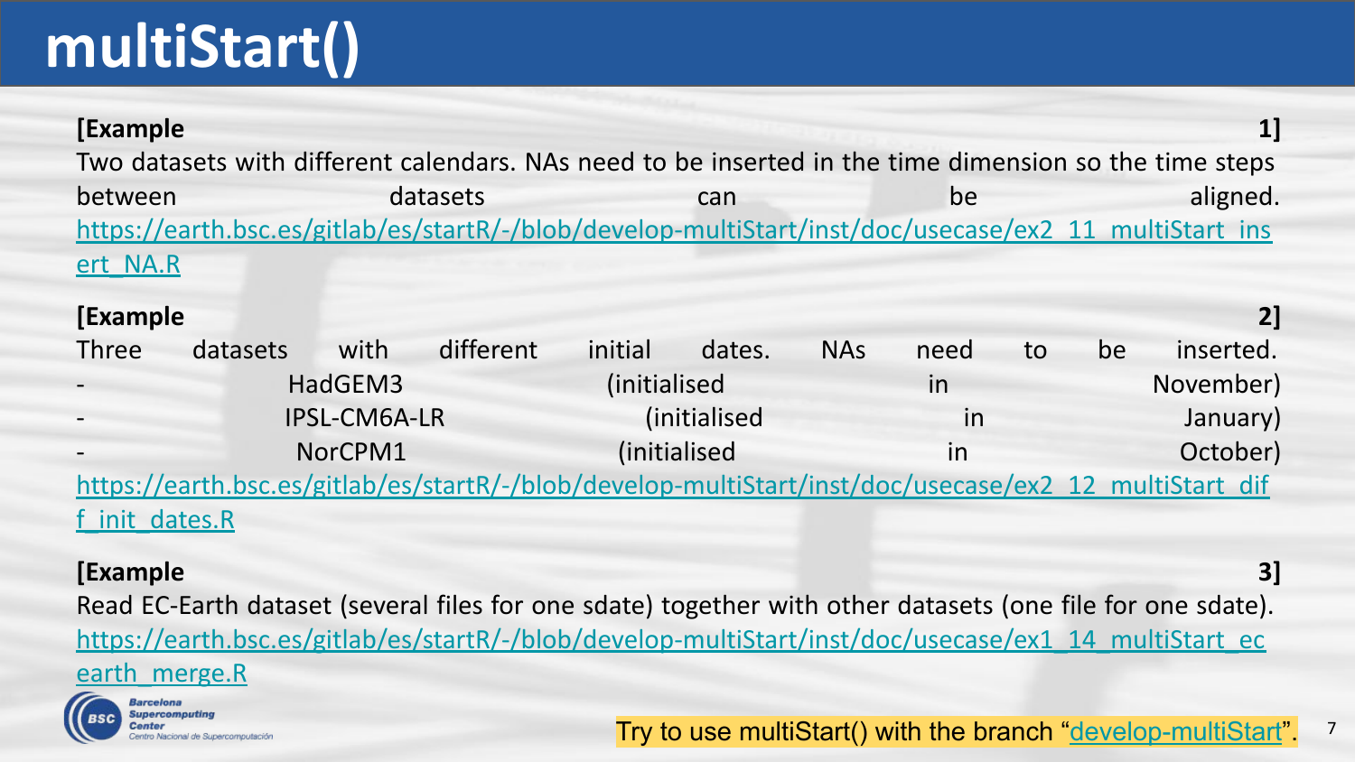# multiStart()

**[Example 1]**

Two datasets with different calendars. NAs need to be inserted in the time dimension so the time steps between datasets can be aligned.

https://earth.bsc.es/gitlab/es/startR/-/blob/develop-multiStart/inst/doc/usecase/ex2_11_multiStart_insert_NA.R

**[Example 2]**

Three datasets with different initial dates. NAs need to be inserted.

- HadGEM3 (initialised in November)
- IPSL-CM6A-LR (initialised in January)
- NorCPM1 (initialised in October)

https://earth.bsc.es/gitlab/es/startR/-/blob/develop-multiStart/inst/doc/usecase/ex2_12_multiStart_diff_init_dates.R

**[Example 3]**

Read EC-Earth dataset (several files for one sdate) together with other datasets (one file for one sdate).

https://earth.bsc.es/gitlab/es/startR/-/blob/develop-multiStart/inst/doc/usecase/ex1_14_multiStart_ecearth_merge.R

Try to use multiStart() with the branch "develop-multiStart".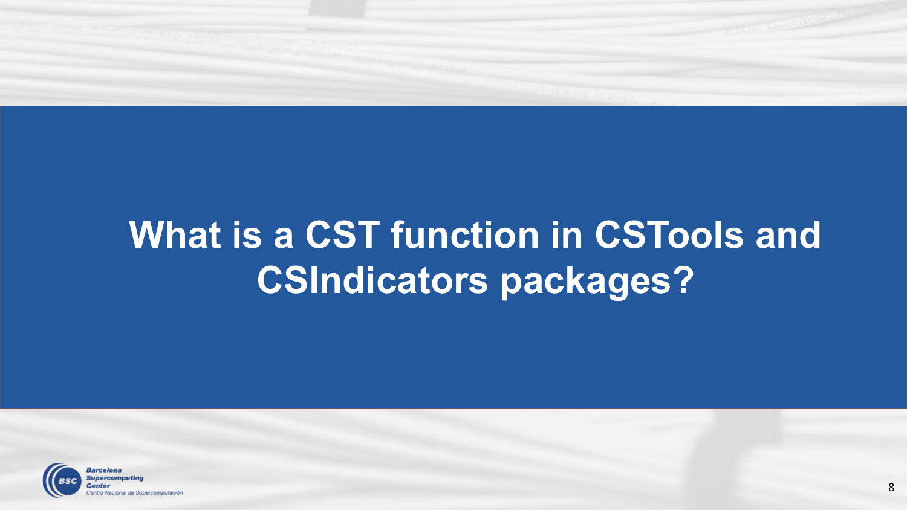# What is a CST function in CSTools and CSIndicators packages?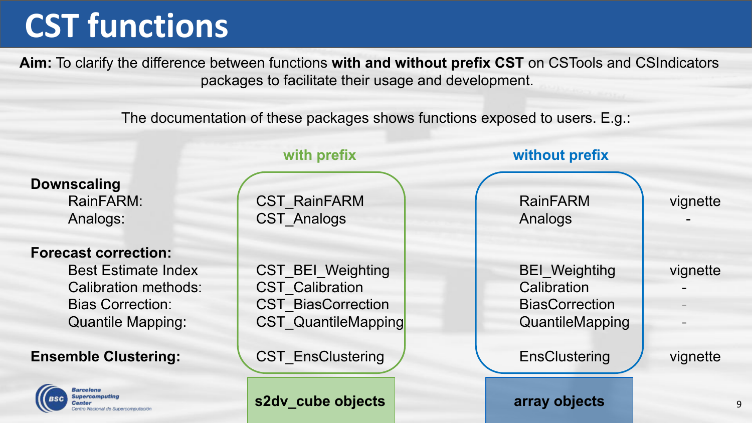# CST functions

**Aim:** To clarify the difference between functions **with and without prefix CST** on CSTools and CSIndicators packages to facilitate their usage and development.

The documentation of these packages shows functions exposed to users. E.g.:

| | with prefix | without prefix | |
|---|---|---|---|
| **Downscaling** | | | |
| RainFARM: | CST_RainFARM | RainFARM | vignette |
| Analogs: | CST_Analogs | Analogs | - |
| **Forecast correction:** | | | |
| Best Estimate Index | CST_BEI_Weighting | BEI_Weightihg | vignette |
| Calibration methods: | CST_Calibration | Calibration | - |
| Bias Correction: | CST_BiasCorrection | BiasCorrection | - |
| Quantile Mapping: | CST_QuantileMapping | QuantileMapping | - |
| **Ensemble Clustering:** | CST_EnsClustering | EnsClustering | vignette |
| | **s2dv_cube objects** | **array objects** | |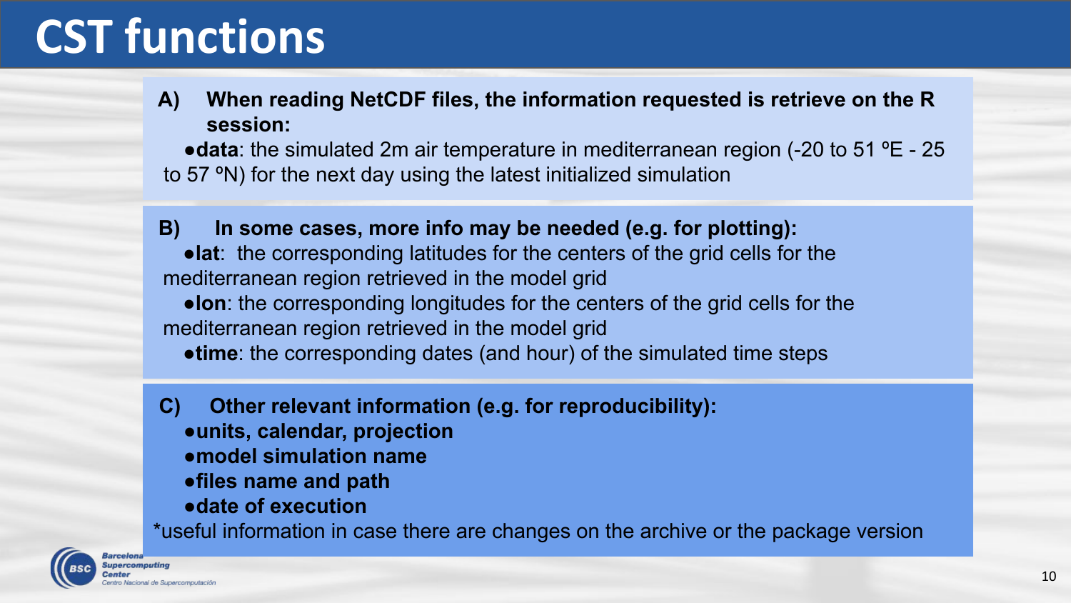# CST functions

**A) When reading NetCDF files, the information requested is retrieve on the R session:**

- **data**: the simulated 2m air temperature in mediterranean region (-20 to 51 ºE - 25 to 57 ºN) for the next day using the latest initialized simulation

**B) In some cases, more info may be needed (e.g. for plotting):**

- **lat**: the corresponding latitudes for the centers of the grid cells for the mediterranean region retrieved in the model grid
- **lon**: the corresponding longitudes for the centers of the grid cells for the mediterranean region retrieved in the model grid
- **time**: the corresponding dates (and hour) of the simulated time steps

**C) Other relevant information (e.g. for reproducibility):**

- **units, calendar, projection**
- **model simulation name**
- **files name and path**
- **date of execution**

*useful information in case there are changes on the archive or the package version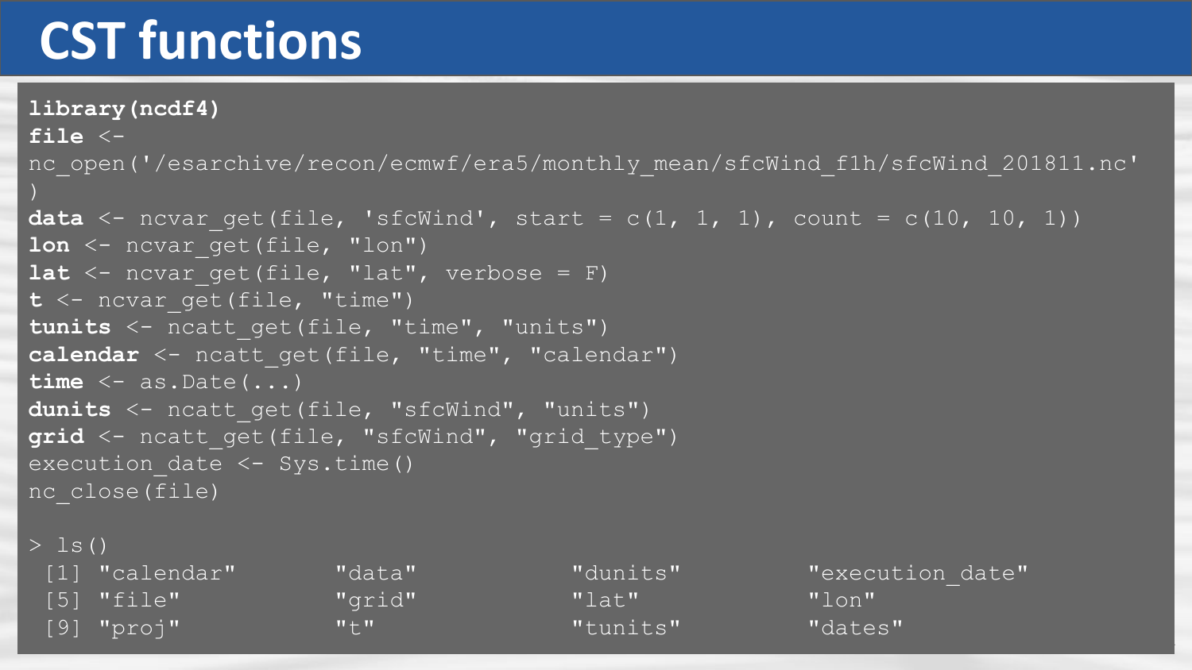# CST functions

```
library(ncdf4)
file <-
nc_open('/esarchive/recon/ecmwf/era5/monthly_mean/sfcWind_f1h/sfcWind_201811.nc'
)
data <- ncvar_get(file, 'sfcWind', start = c(1, 1, 1), count = c(10, 10, 1))
lon <- ncvar_get(file, "lon")
lat <- ncvar_get(file, "lat", verbose = F)
t <- ncvar_get(file, "time")
tunits <- ncatt_get(file, "time", "units")
calendar <- ncatt_get(file, "time", "calendar")
time <- as.Date(...)
dunits <- ncatt_get(file, "sfcWind", "units")
grid <- ncatt_get(file, "sfcWind", "grid_type")
execution_date <- Sys.time()
nc_close(file)

> ls()
 [1] "calendar"       "data"           "dunits"         "execution_date"
 [5] "file"           "grid"           "lat"            "lon"
 [9] "proj"           "t"              "tunits"         "dates"
```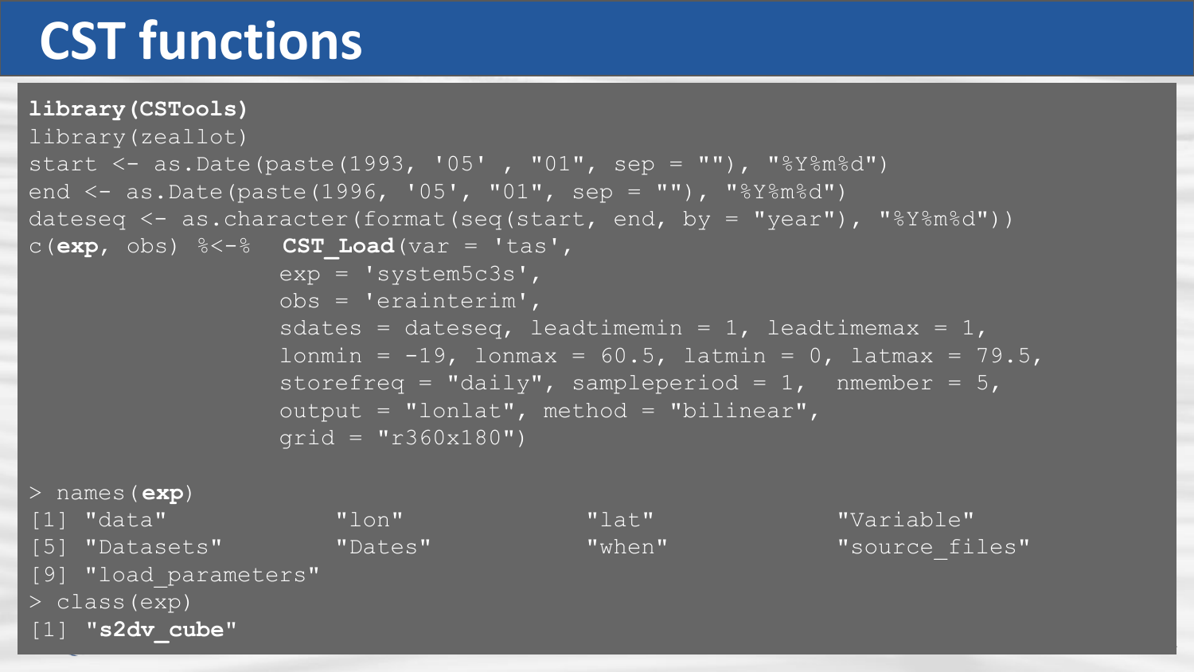# CST functions

```
library(CSTools)
library(zeallot)
start <- as.Date(paste(1993, '05' , "01", sep = ""), "%Y%m%d")
end <- as.Date(paste(1996, '05', "01", sep = ""), "%Y%m%d")
dateseq <- as.character(format(seq(start, end, by = "year"), "%Y%m%d"))
c(exp, obs) %<-%  CST_Load(var = 'tas',
                 exp = 'system5c3s',
                 obs = 'erainterim',
                 sdates = dateseq, leadtimemin = 1, leadtimemax = 1,
                 lonmin = -19, lonmax = 60.5, latmin = 0, latmax = 79.5,
                 storefreq = "daily", sampleperiod = 1,  nmember = 5,
                 output = "lonlat", method = "bilinear",
                 grid = "r360x180")

> names(exp)
[1] "data"            "lon"             "lat"             "Variable"
[5] "Datasets"        "Dates"           "when"            "source_files"
[9] "load_parameters"
> class(exp)
[1] "s2dv_cube"
```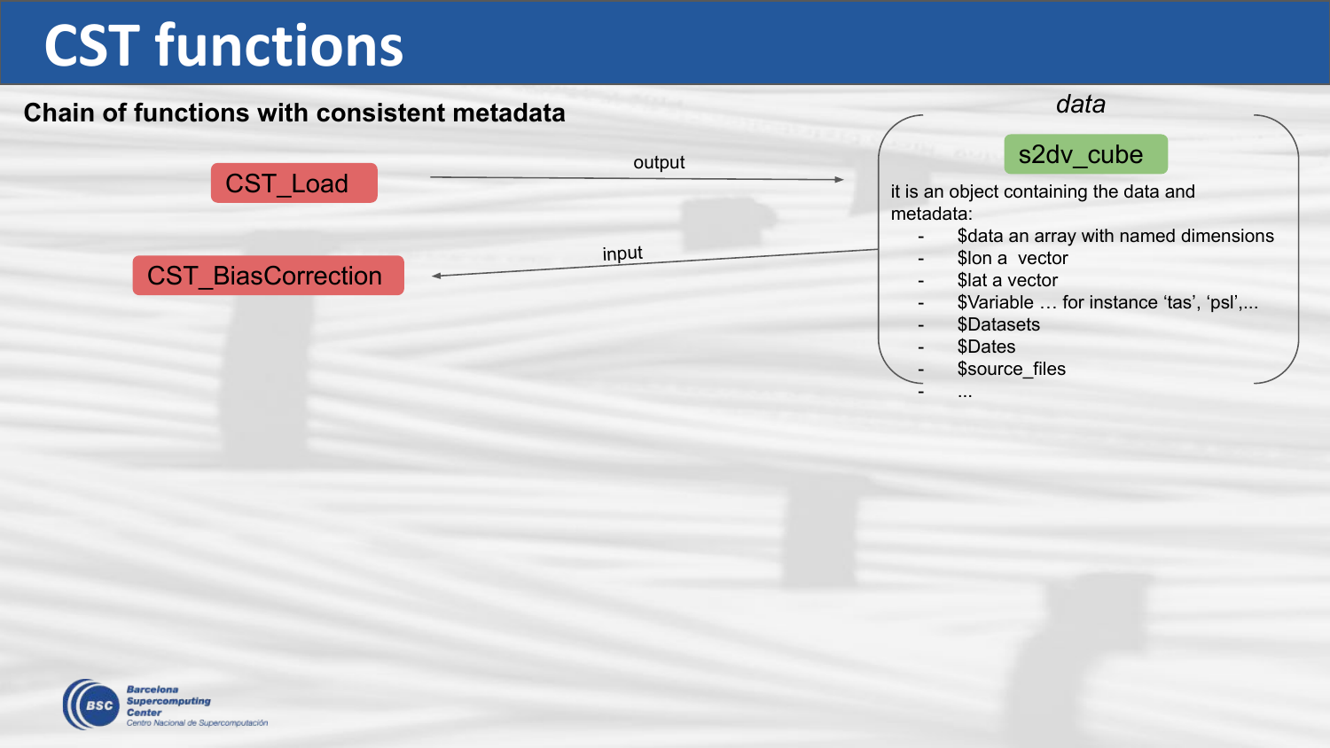# CST functions

**Chain of functions with consistent metadata**

CST_Load —output→ *data*

CST_BiasCorrection ←input— *data*

*data*

s2dv_cube

it is an object containing the data and metadata:

- $data an array with named dimensions
- $lon a  vector
- $lat a vector
- $Variable … for instance ‘tas’, ‘psl’,...
- $Datasets
- $Dates
- $source_files
- ...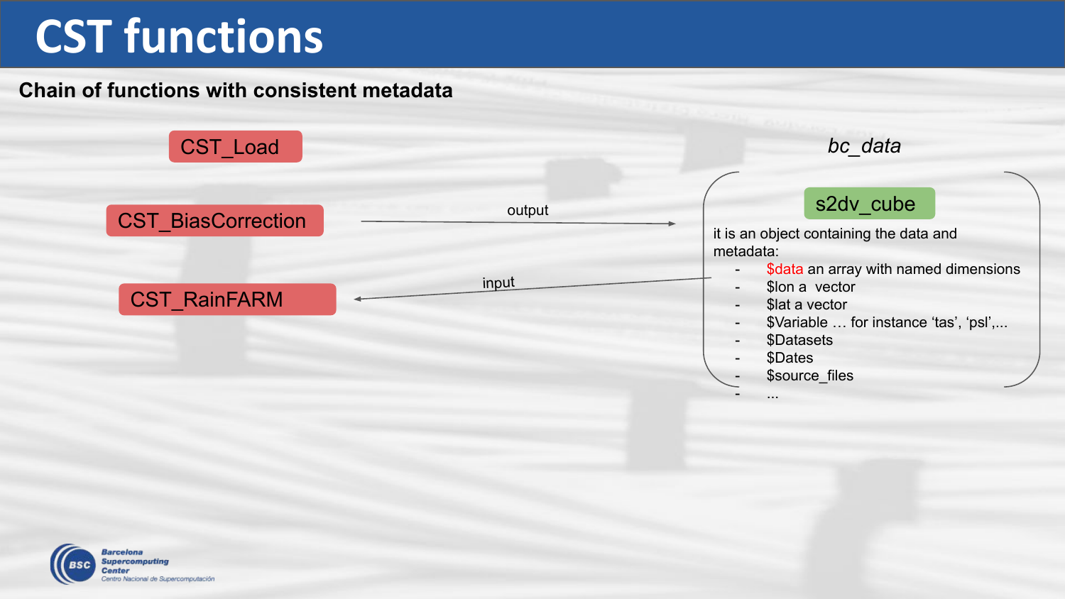# CST functions

**Chain of functions with consistent metadata**

CST_Load

CST_BiasCorrection → output → *bc_data*

CST_RainFARM ← input ← *bc_data*

*bc_data*

s2dv_cube

it is an object containing the data and metadata:

- $data an array with named dimensions
- $lon a vector
- $lat a vector
- $Variable … for instance 'tas', 'psl',...
- $Datasets
- $Dates
- $source_files
- ...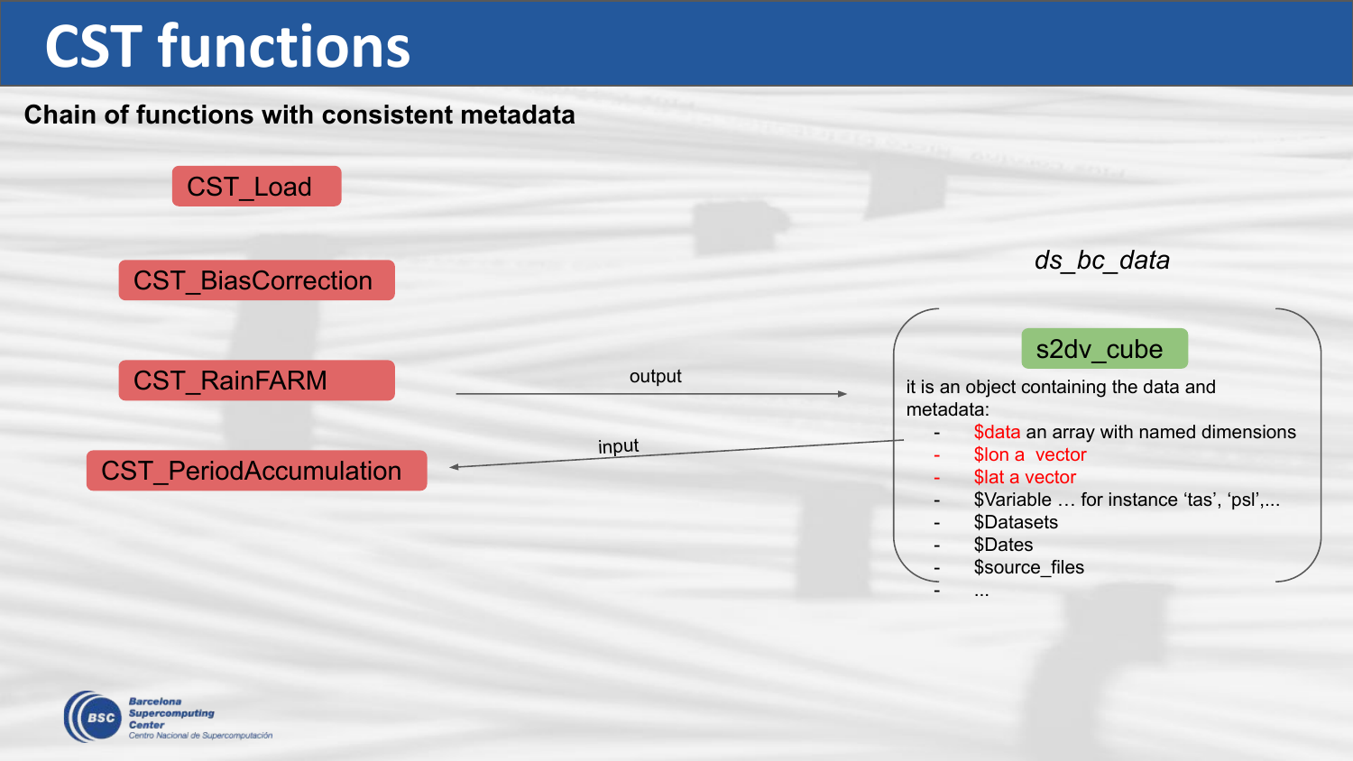# CST functions

**Chain of functions with consistent metadata**

- CST_Load
- CST_BiasCorrection
- CST_RainFARM
- CST_PeriodAccumulation

output

input

*ds_bc_data*

s2dv_cube

it is an object containing the data and metadata:

- $data an array with named dimensions
- $lon a vector
- $lat a vector
- $Variable … for instance 'tas', 'psl',...
- $Datasets
- $Dates
- $source_files
- ...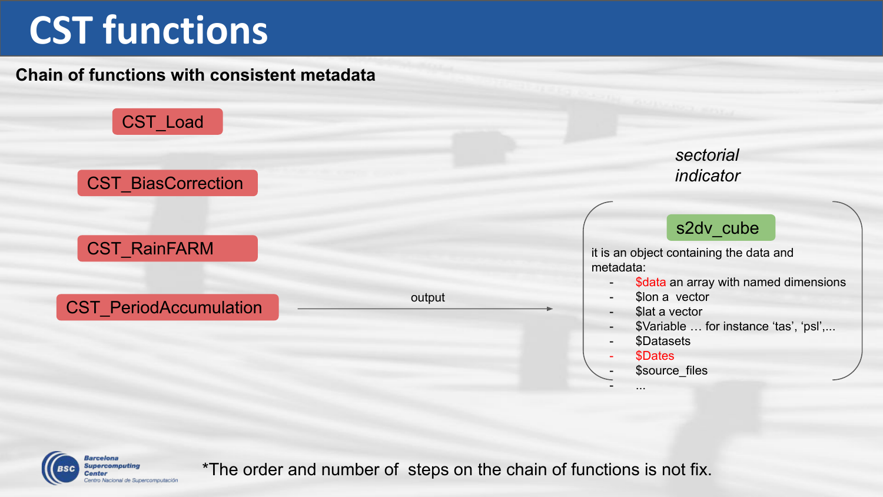# CST functions

**Chain of functions with consistent metadata**

- CST_Load
- CST_BiasCorrection
- CST_RainFARM
- CST_PeriodAccumulation

output →

*sectorial indicator*

**s2dv_cube**

it is an object containing the data and metadata:

- $data an array with named dimensions
- $lon a vector
- $lat a vector
- $Variable … for instance 'tas', 'psl',...
- $Datasets
- $Dates
- $source_files
- ...

*The order and number of steps on the chain of functions is not fix.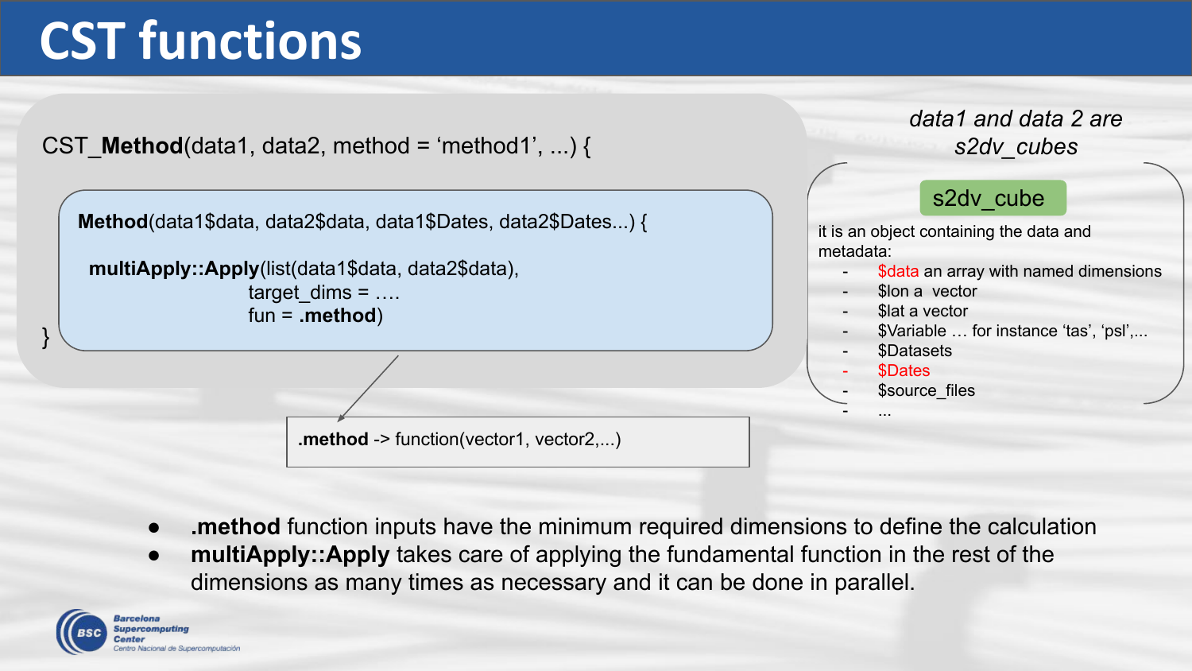# CST functions

```
CST_Method(data1, data2, method = 'method1', ...) {

  Method(data1$data, data2$data, data1$Dates, data2$Dates...) {

    multiApply::Apply(list(data1$data, data2$data),
                      target_dims = ....
                      fun = .method)
}
```

```
.method -> function(vector1, vector2,...)
```

*data1 and data 2 are s2dv_cubes*

**s2dv_cube**

it is an object containing the data and metadata:

- $data an array with named dimensions
- $lon a vector
- $lat a vector
- $Variable … for instance 'tas', 'psl',...
- $Datasets
- $Dates
- $source_files
- ...

- **.method** function inputs have the minimum required dimensions to define the calculation
- **multiApply::Apply** takes care of applying the fundamental function in the rest of the dimensions as many times as necessary and it can be done in parallel.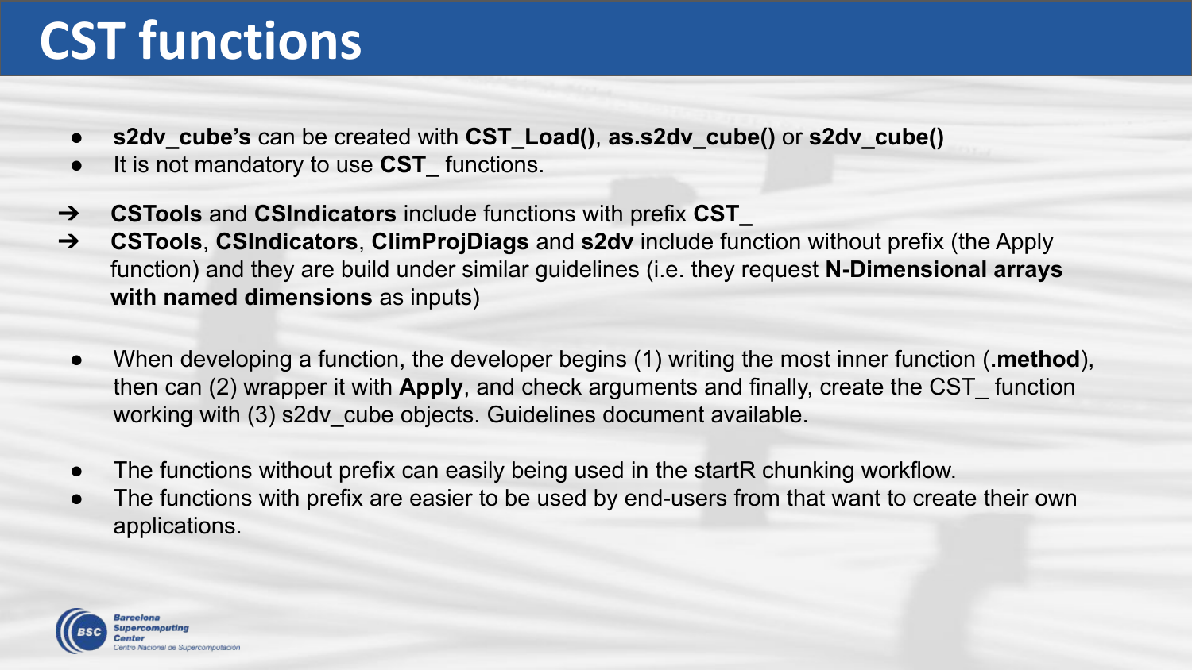# CST functions

- **s2dv_cube's** can be created with **CST_Load()**, **as.s2dv_cube()** or **s2dv_cube()**
- It is not mandatory to use **CST_** functions.

➔ **CSTools** and **CSIndicators** include functions with prefix **CST_**

➔ **CSTools**, **CSIndicators**, **ClimProjDiags** and **s2dv** include function without prefix (the Apply function) and they are build under similar guidelines (i.e. they request **N-Dimensional arrays with named dimensions** as inputs)

- When developing a function, the developer begins (1) writing the most inner function (**.method**), then can (2) wrapper it with **Apply**, and check arguments and finally, create the CST_ function working with (3) s2dv_cube objects. Guidelines document available.

- The functions without prefix can easily being used in the startR chunking workflow.
- The functions with prefix are easier to be used by end-users from that want to create their own applications.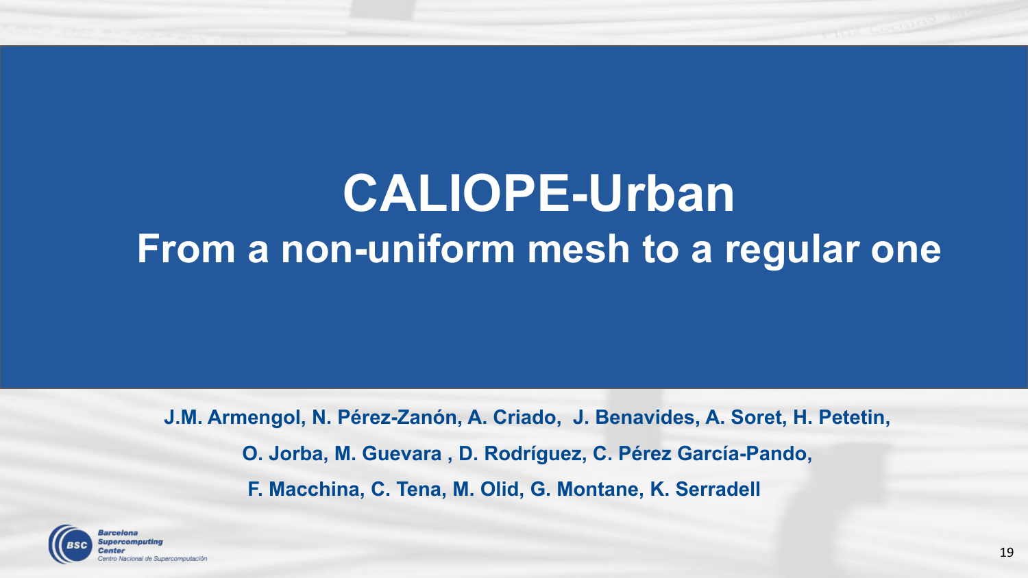# CALIOPE-Urban

## From a non-uniform mesh to a regular one

**J.M. Armengol, N. Pérez-Zanón, A. Criado, J. Benavides, A. Soret, H. Petetin,**

**O. Jorba, M. Guevara , D. Rodríguez, C. Pérez García-Pando,**

**F. Macchina, C. Tena, M. Olid, G. Montane, K. Serradell**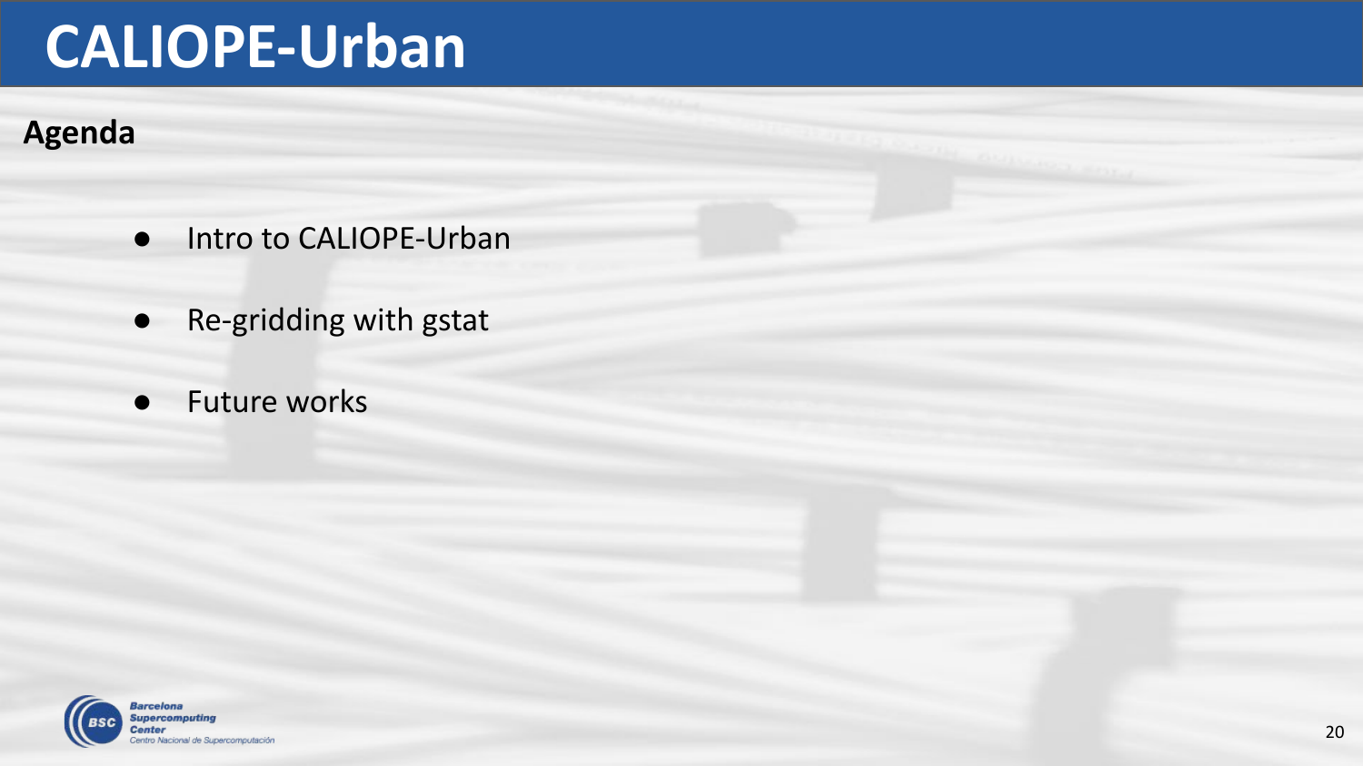# CALIOPE-Urban

## Agenda

- Intro to CALIOPE-Urban
- Re-gridding with gstat
- Future works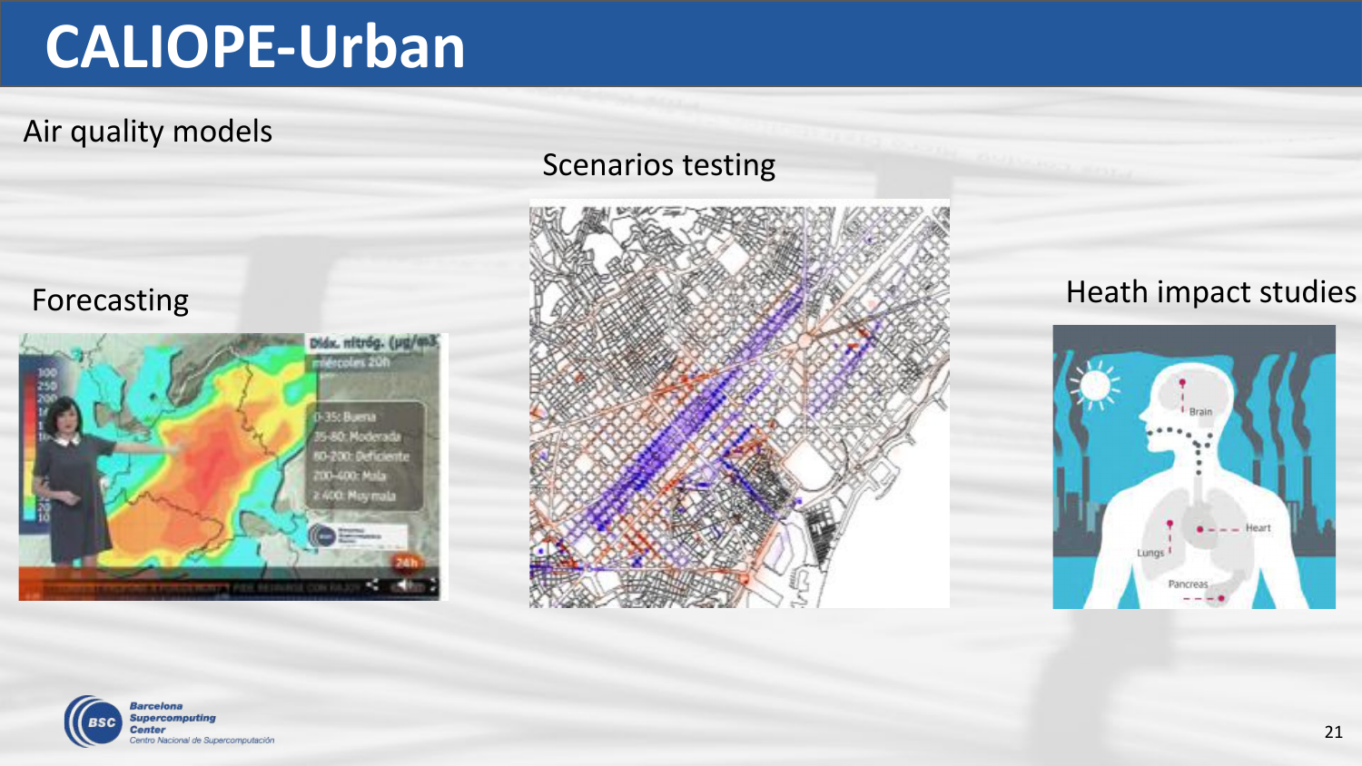# CALIOPE-Urban

Air quality models

Scenarios testing

Forecasting

Heath impact studies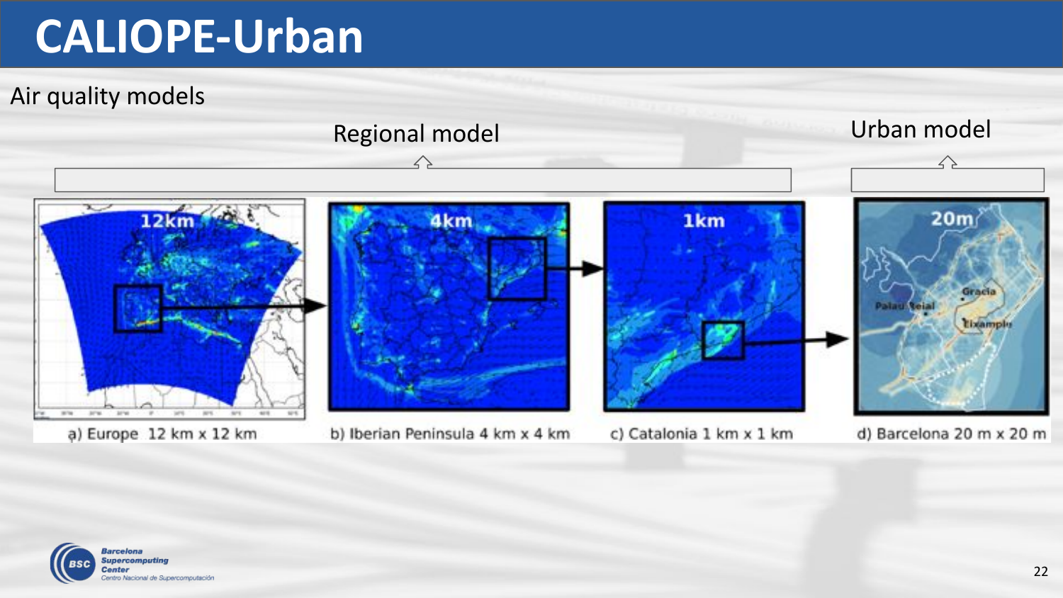# CALIOPE-Urban

Air quality models

Regional model

Urban model

a) Europe 12 km x 12 km

b) Iberian Peninsula 4 km x 4 km

c) Catalonia 1 km x 1 km

d) Barcelona 20 m x 20 m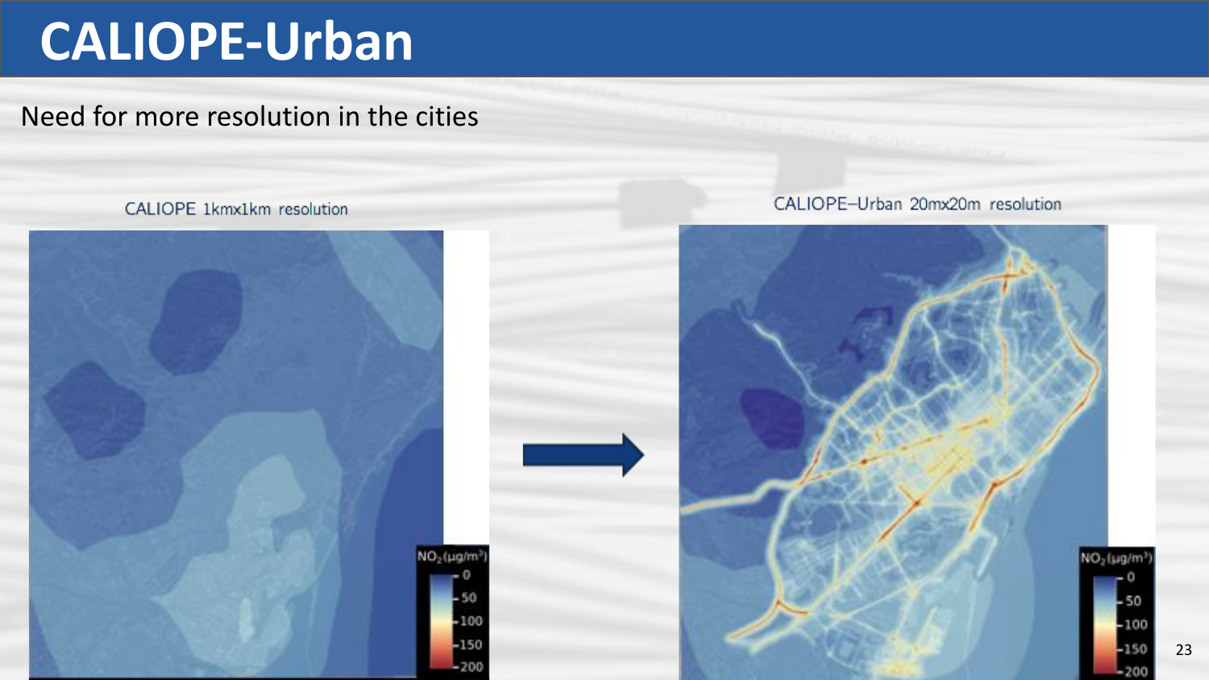# CALIOPE-Urban

Need for more resolution in the cities

CALIOPE 1kmx1km resolution

CALIOPE–Urban 20mx20m resolution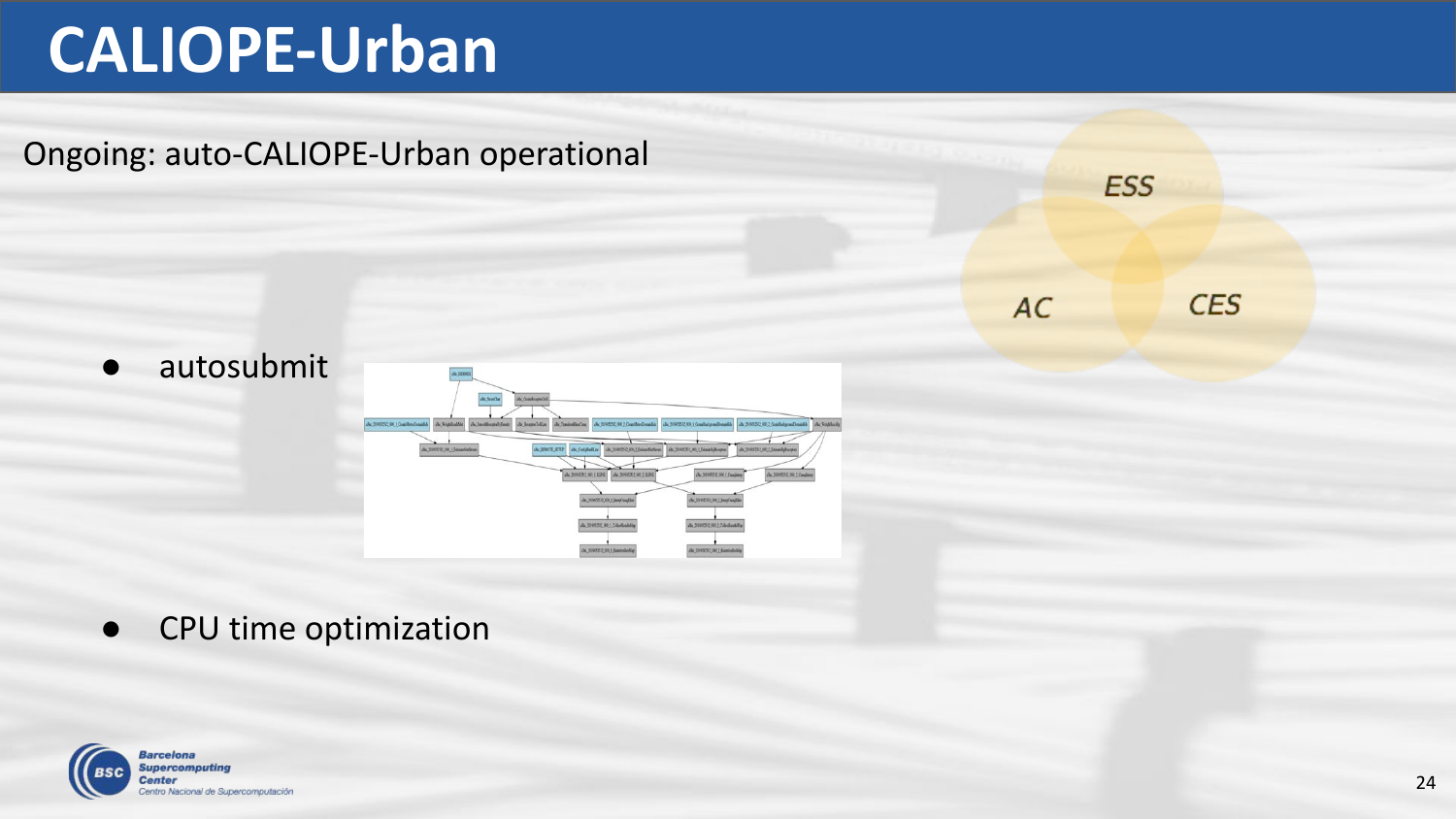# CALIOPE-Urban

Ongoing: auto-CALIOPE-Urban operational

ESS

AC

CES

- autosubmit

- CPU time optimization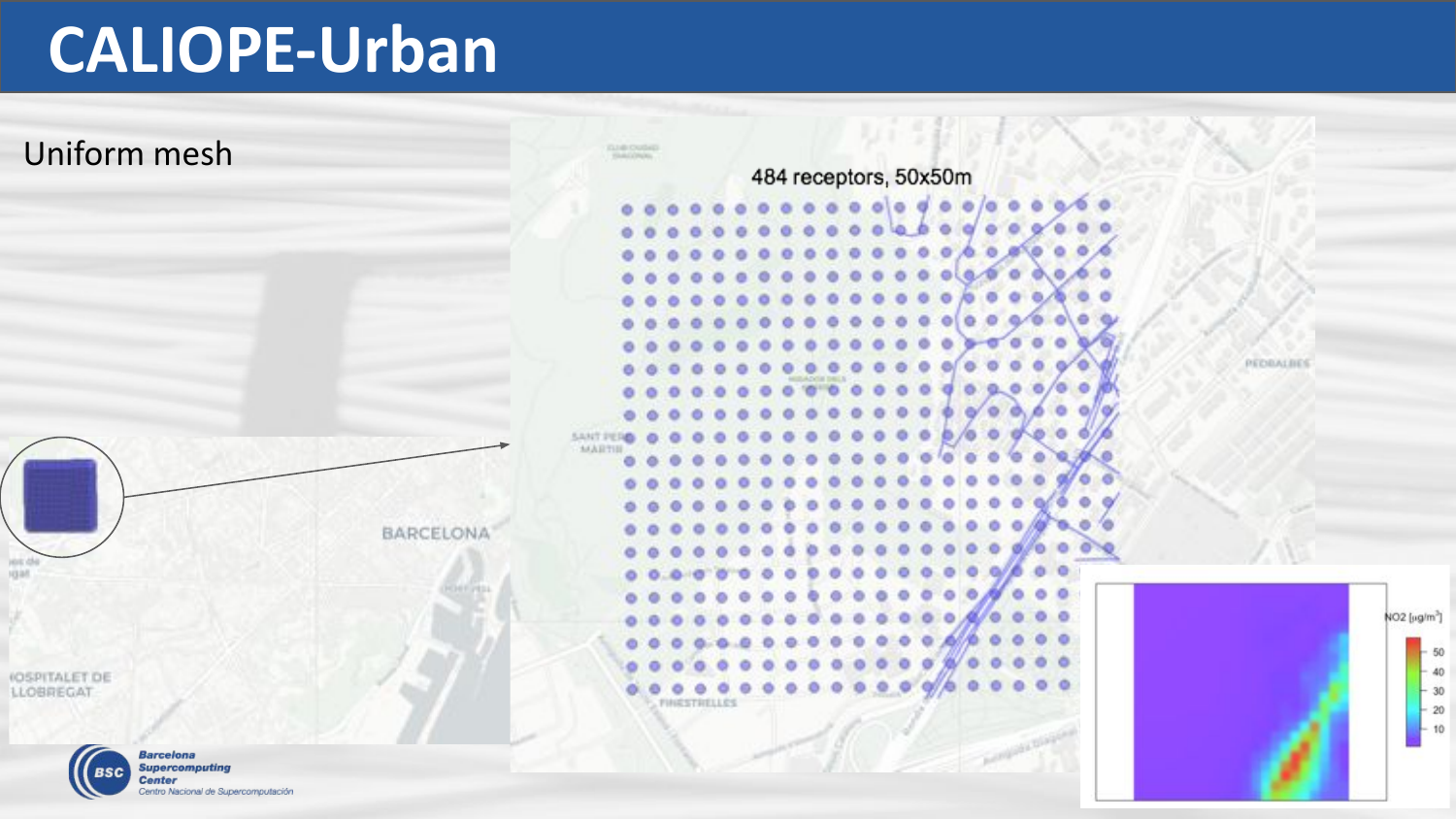# CALIOPE-Urban

Uniform mesh

484 receptors, 50x50m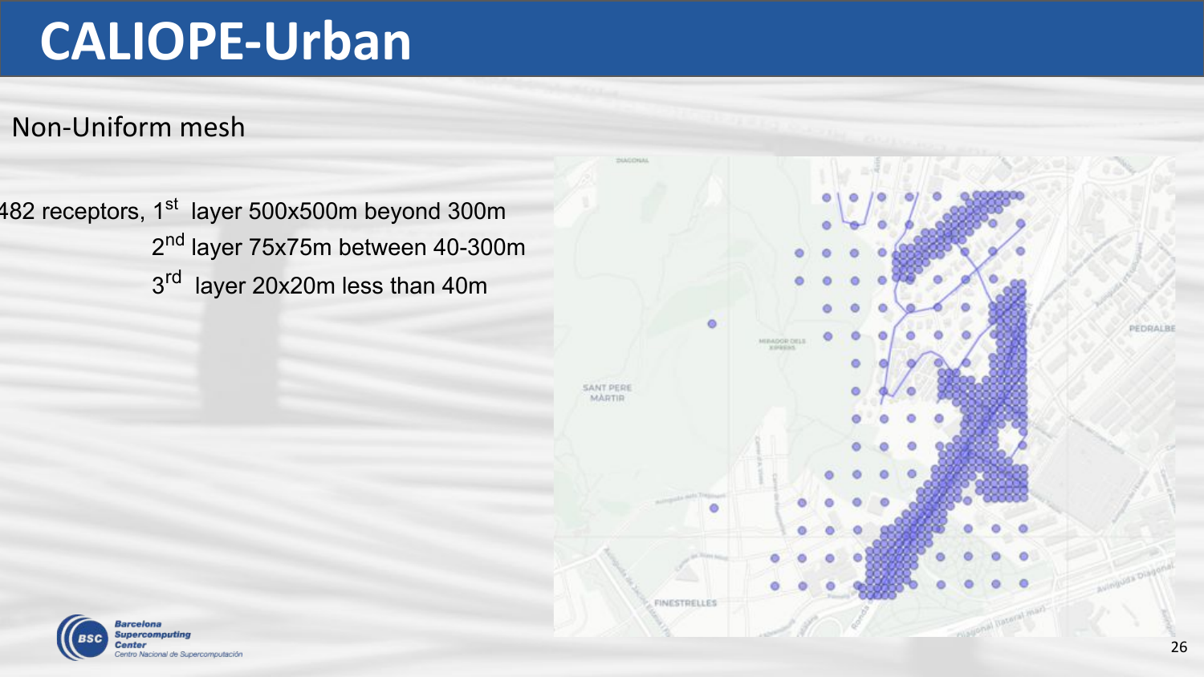# CALIOPE-Urban

Non-Uniform mesh

482 receptors, 1st layer 500x500m beyond 300m

2nd layer 75x75m between 40-300m

3rd layer 20x20m less than 40m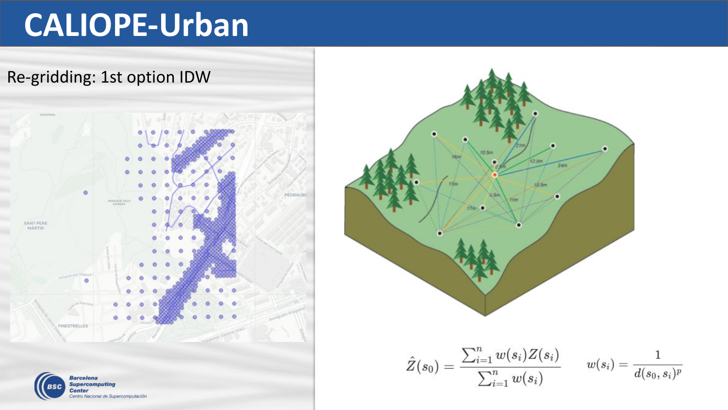# CALIOPE-Urban

Re-gridding: 1st option IDW

$$\hat{Z}(s_0) = \frac{\sum_{i=1}^{n} w(s_i) Z(s_i)}{\sum_{i=1}^{n} w(s_i)} \qquad w(s_i) = \frac{1}{d(s_0, s_i)^p}$$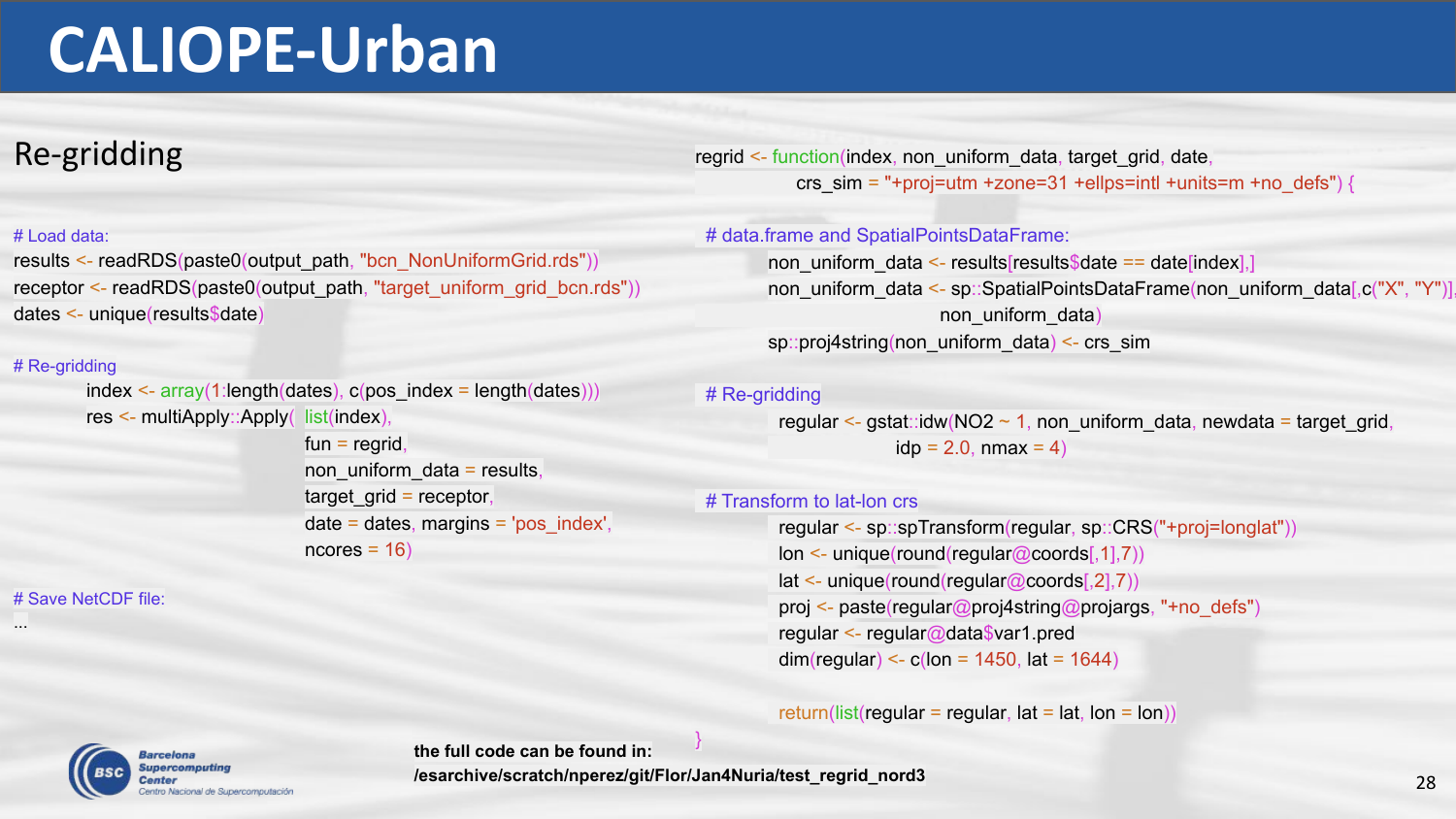# CALIOPE-Urban

## Re-gridding

```r
# Load data:
results <- readRDS(paste0(output_path, "bcn_NonUniformGrid.rds"))
receptor <- readRDS(paste0(output_path, "target_uniform_grid_bcn.rds"))
dates <- unique(results$date)

# Re-gridding
      index <- array(1:length(dates), c(pos_index = length(dates)))
      res <- multiApply::Apply( list(index),
                                fun = regrid,
                                non_uniform_data = results,
                                target_grid = receptor,
                                date = dates, margins = 'pos_index',
                                ncores = 16)

# Save NetCDF file:
...
```

```r
regrid <- function(index, non_uniform_data, target_grid, date,
          crs_sim = "+proj=utm +zone=31 +ellps=intl +units=m +no_defs") {

  # data.frame and SpatialPointsDataFrame:
      non_uniform_data <- results[results$date == date[index],]
      non_uniform_data <- sp::SpatialPointsDataFrame(non_uniform_data[,c("X", "Y")],
                                                     non_uniform_data)
      sp::proj4string(non_uniform_data) <- crs_sim

  # Re-gridding
      regular <- gstat::idw(NO2 ~ 1, non_uniform_data, newdata = target_grid,
                            idp = 2.0, nmax = 4)

  # Transform to lat-lon crs
      regular <- sp::spTransform(regular, sp::CRS("+proj=longlat"))
      lon <- unique(round(regular@coords[,1],7))
      lat <- unique(round(regular@coords[,2],7))
      proj <- paste(regular@proj4string@projargs, "+no_defs")
      regular <- regular@data$var1.pred
      dim(regular) <- c(lon = 1450, lat = 1644)

      return(list(regular = regular, lat = lat, lon = lon))
}
```

**the full code can be found in:**
**/esarchive/scratch/nperez/git/Flor/Jan4Nuria/test_regrid_nord3**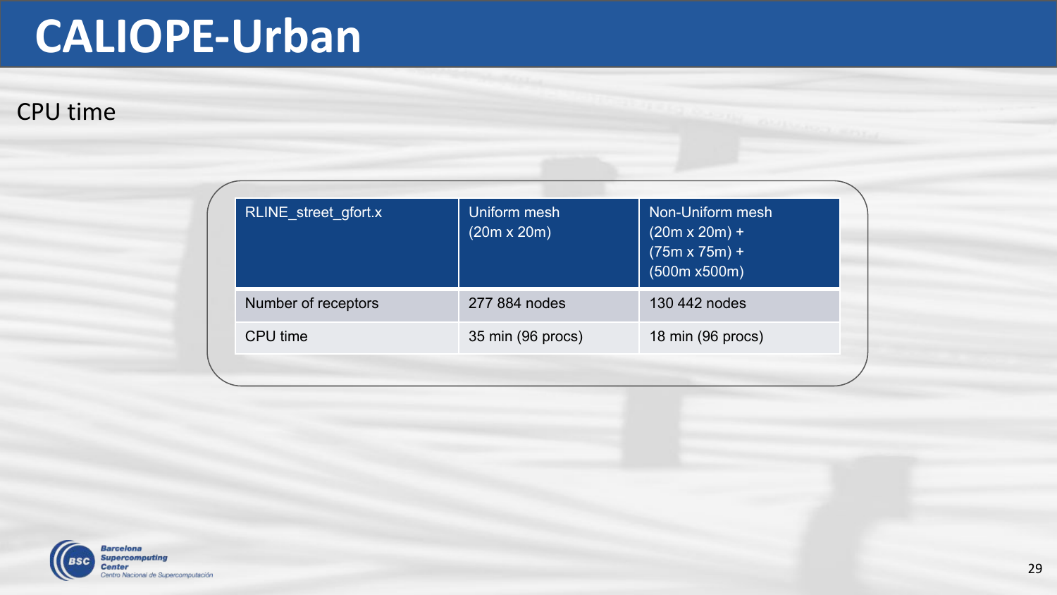# CALIOPE-Urban

## CPU time

| RLINE_street_gfort.x | Uniform mesh (20m x 20m) | Non-Uniform mesh (20m x 20m) + (75m x 75m) + (500m x500m) |
|---|---|---|
| Number of receptors | 277 884 nodes | 130 442 nodes |
| CPU time | 35 min (96 procs) | 18 min (96 procs) |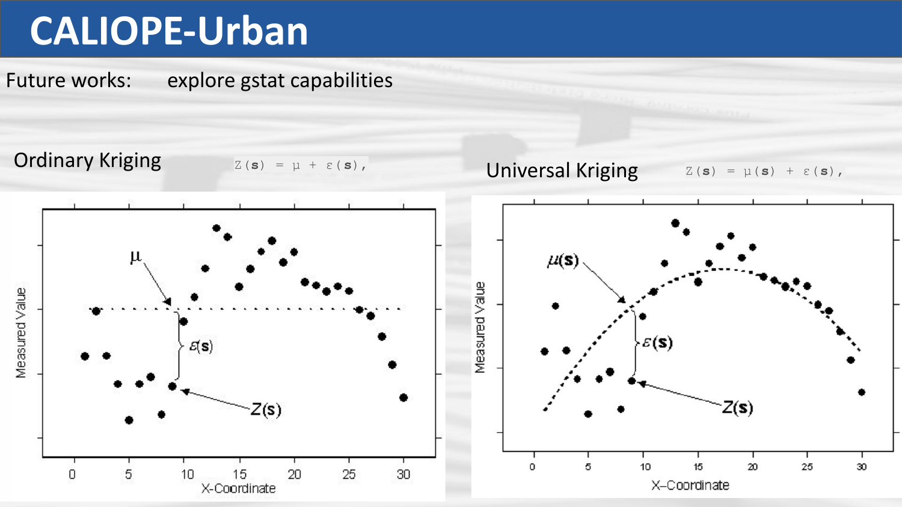# CALIOPE-Urban

Future works: explore gstat capabilities

Ordinary Kriging $Z(\mathbf{s}) = \mu + \varepsilon(\mathbf{s})$,

Universal Kriging $Z(\mathbf{s}) = \mu(\mathbf{s}) + \varepsilon(\mathbf{s})$,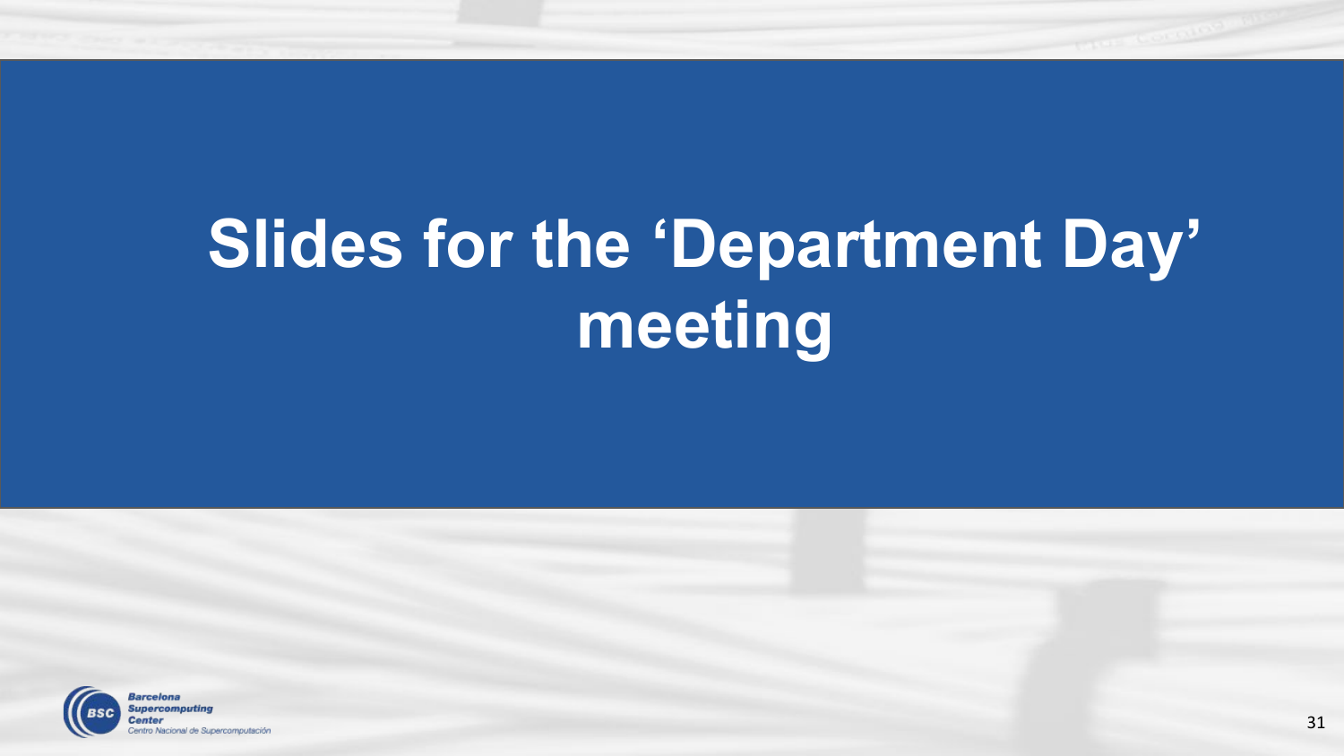# Slides for the ‘Department Day’ meeting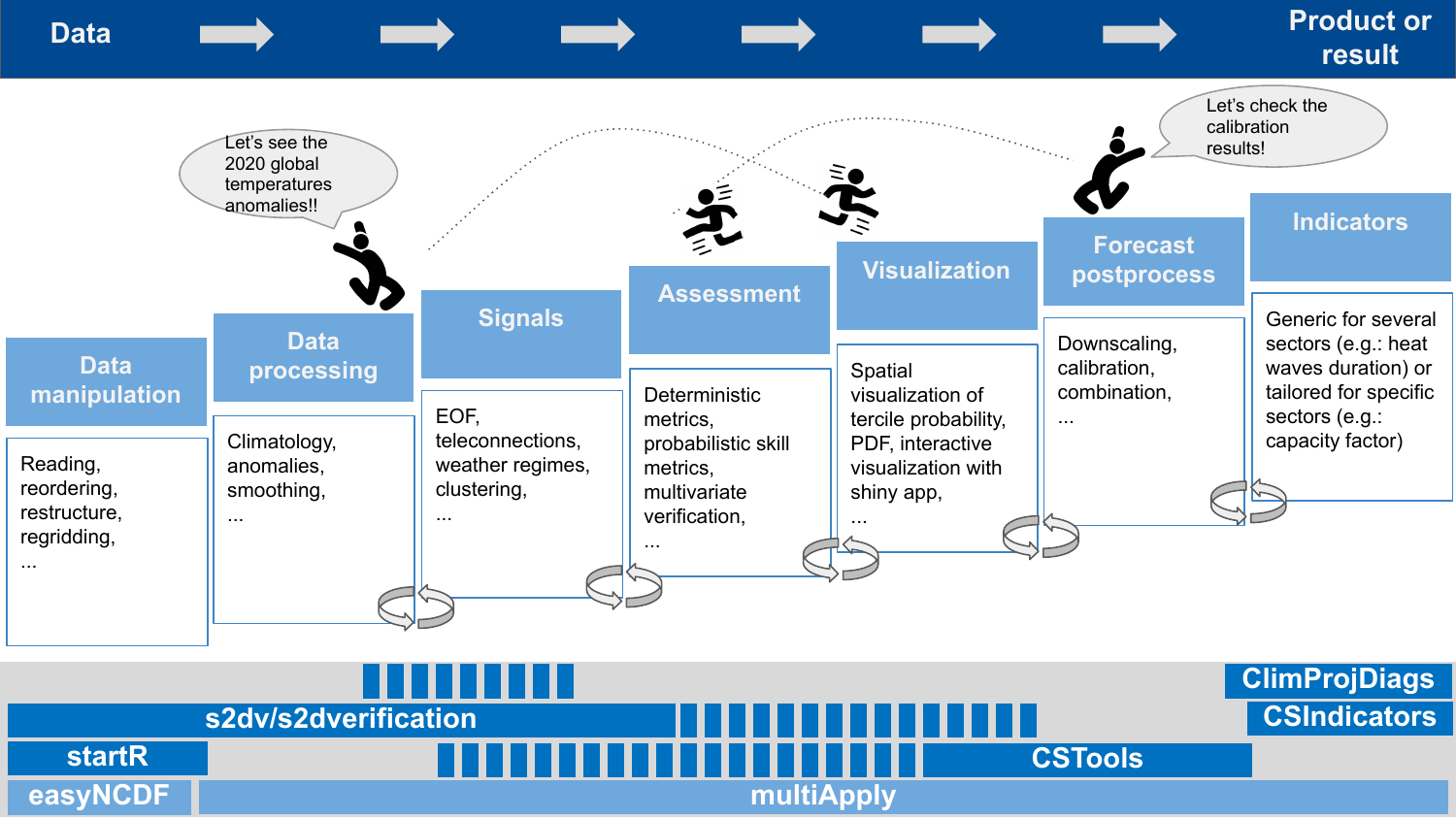**Data** → → → → → → **Product or result**

> Let's see the 2020 global temperatures anomalies!!

> Let's check the calibration results!

### Data manipulation

Reading, reordering, restructure, regridding, ...

### Data processing

Climatology, anomalies, smoothing, ...

### Signals

EOF, teleconnections, weather regimes, clustering, ...

### Assessment

Deterministic metrics, probabilistic skill metrics, multivariate verification, ...

### Visualization

Spatial visualization of tercile probability, PDF, interactive visualization with shiny app, ...

### Forecast postprocess

Downscaling, calibration, combination, ...

### Indicators

Generic for several sectors (e.g.: heat waves duration) or tailored for specific sectors (e.g.: capacity factor)

**ClimProjDiags**

**s2dv/s2dverification**

**CSIndicators**

**startR**

**CSTools**

**easyNCDF**

**multiApply**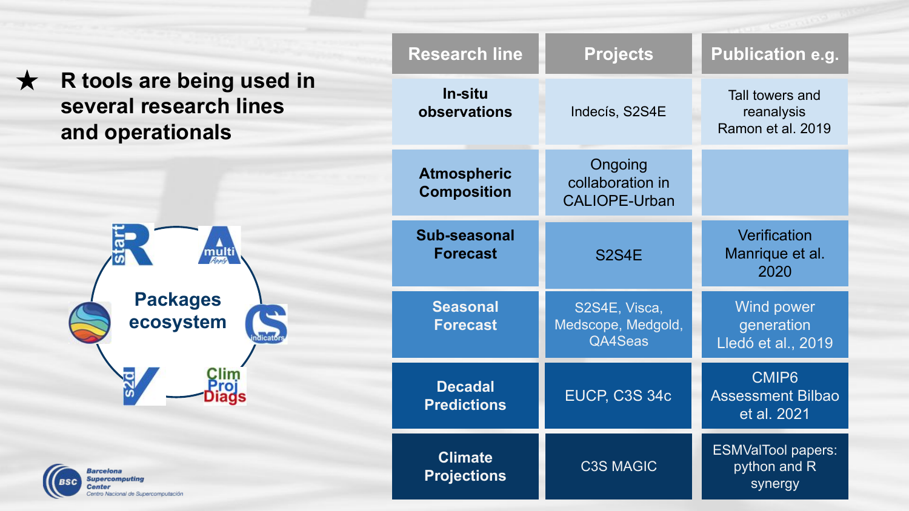★ **R tools are being used in several research lines and operationals**

**Packages ecosystem**

startR, multiApply, CSindicators, ClimProjDiags, s2dv

| Research line | Projects | Publication e.g. |
|---|---|---|
| **In-situ observations** | Indecís, S2S4E | Tall towers and reanalysis Ramon et al. 2019 |
| **Atmospheric Composition** | Ongoing collaboration in CALIOPE-Urban | |
| **Sub-seasonal Forecast** | S2S4E | Verification Manrique et al. 2020 |
| **Seasonal Forecast** | S2S4E, Visca, Medscope, Medgold, QA4Seas | Wind power generation Lledó et al., 2019 |
| **Decadal Predictions** | EUCP, C3S 34c | CMIP6 Assessment Bilbao et al. 2021 |
| **Climate Projections** | C3S MAGIC | ESMValTool papers: python and R synergy |

Barcelona Supercomputing Center
Centro Nacional de Supercomputación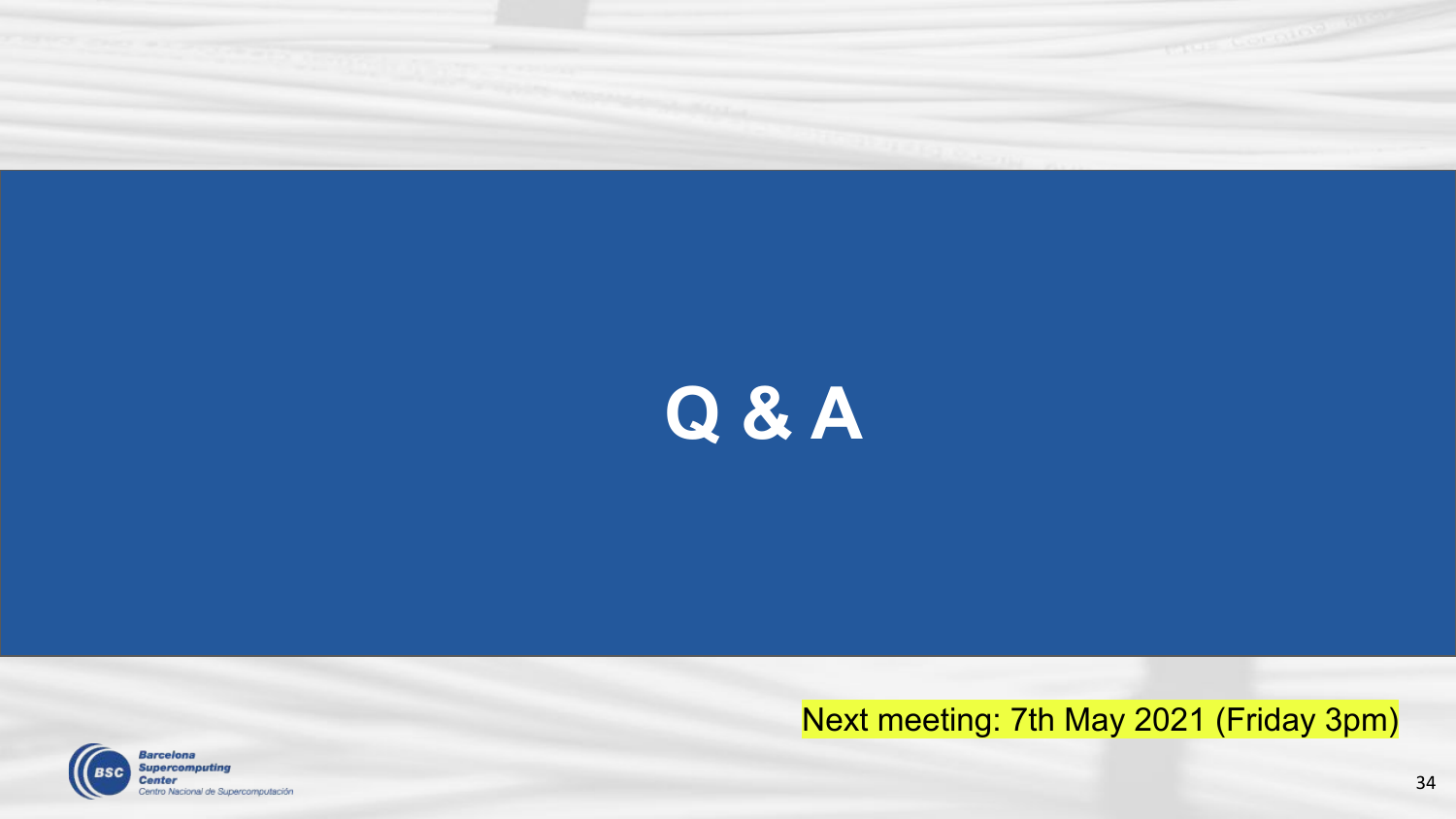# Q & A

Next meeting: 7th May 2021 (Friday 3pm)